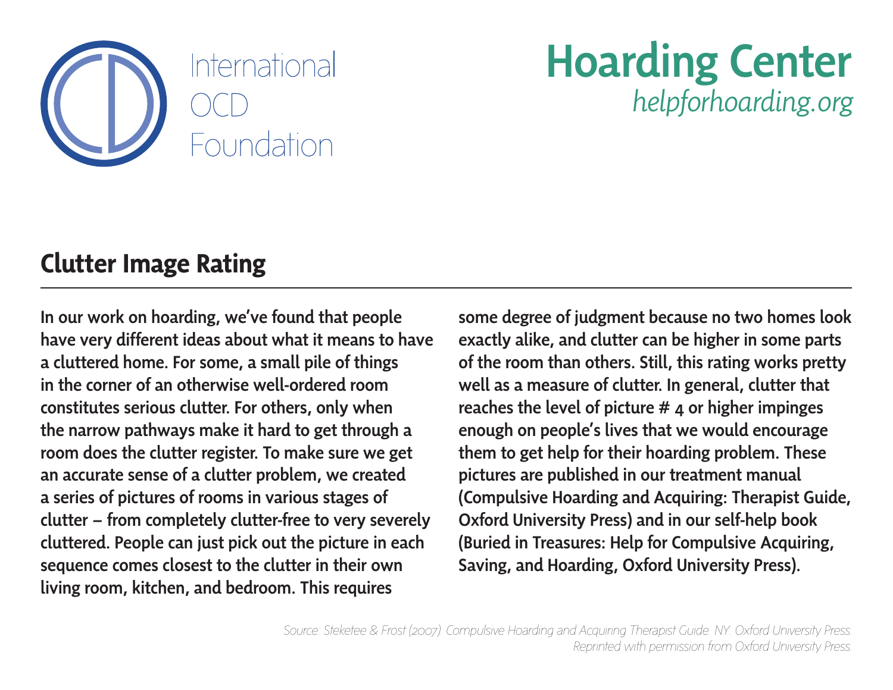International OCD Foundation

# Hoarding Center

*helpforhoarding.org*

## Clutter Image Rating

**In our work on hoarding, we've found that people have very different ideas about what it means to have a cluttered home. For some, a small pile of things in the corner of an otherwise well-ordered room constitutes serious clutter. For others, only when the narrow pathways make it hard to get through a room does the clutter register. To make sure we get an accurate sense of a clutter problem, we created a series of pictures of rooms in various stages of clutter – from completely clutter-free to very severely cluttered. People can just pick out the picture in each sequence comes closest to the clutter in their own living room, kitchen, and bedroom. This requires some degree of judgment because no two homes look exactly alike, and clutter can be higher in some parts of the room than others. Still, this rating works pretty well as a measure of clutter. In general, clutter that reaches the level of picture # 4 or higher impinges enough on people's lives that we would encourage them to get help for their hoarding problem. These pictures are published in our treatment manual (Compulsive Hoarding and Acquiring: Therapist Guide, Oxford University Press) and in our self-help book (Buried in Treasures: Help for Compulsive Acquiring, Saving, and Hoarding, Oxford University Press).**

*Source: Steketee & Frost (2007). Compulsive Hoarding and Acquiring Therapist Guide. NY: Oxford University Press. Reprinted with permission from Oxford University Press.*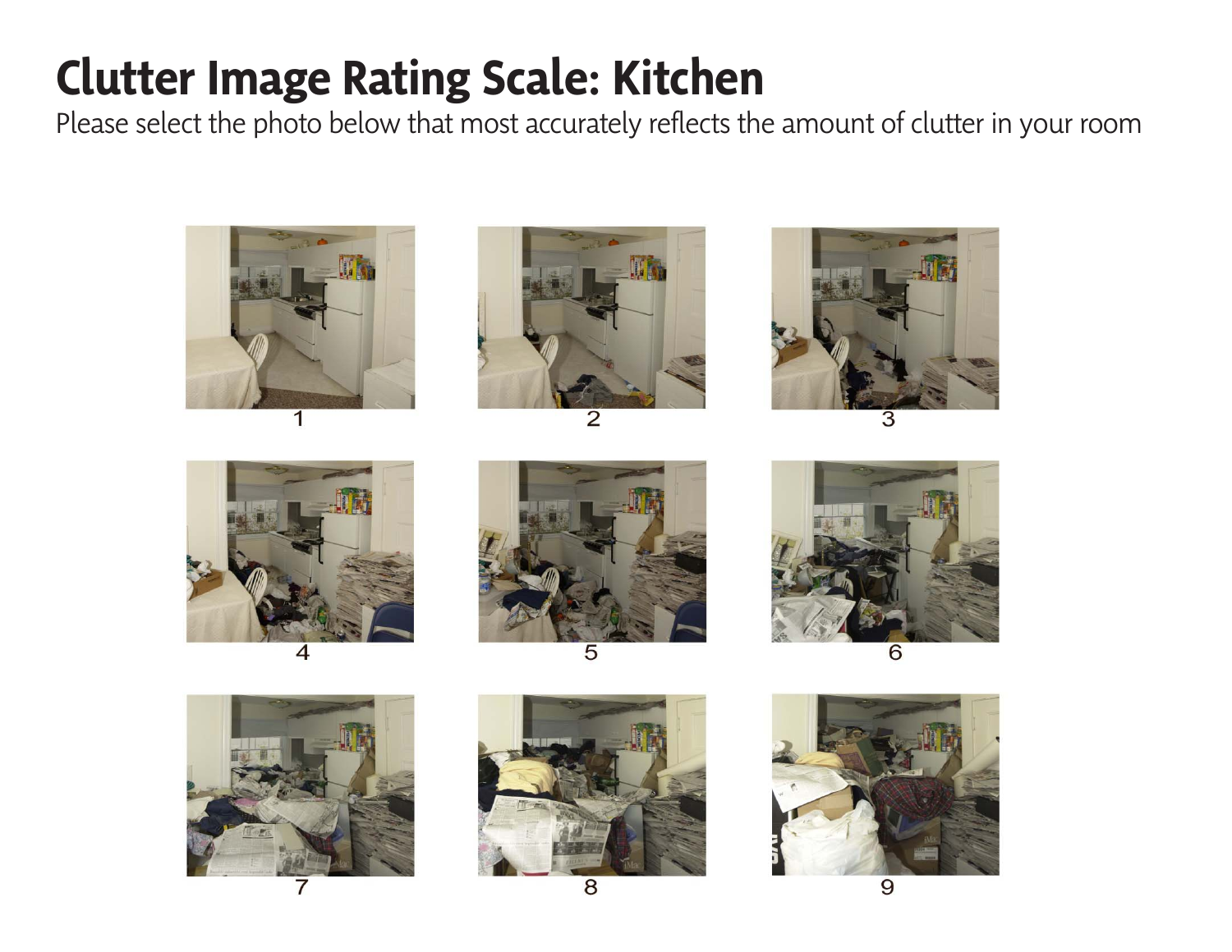# Clutter Image Rating Scale: Kitchen

Please select the photo below that most accurately reflects the amount of clutter in your room

1

2

3

4

5

6

7

8

9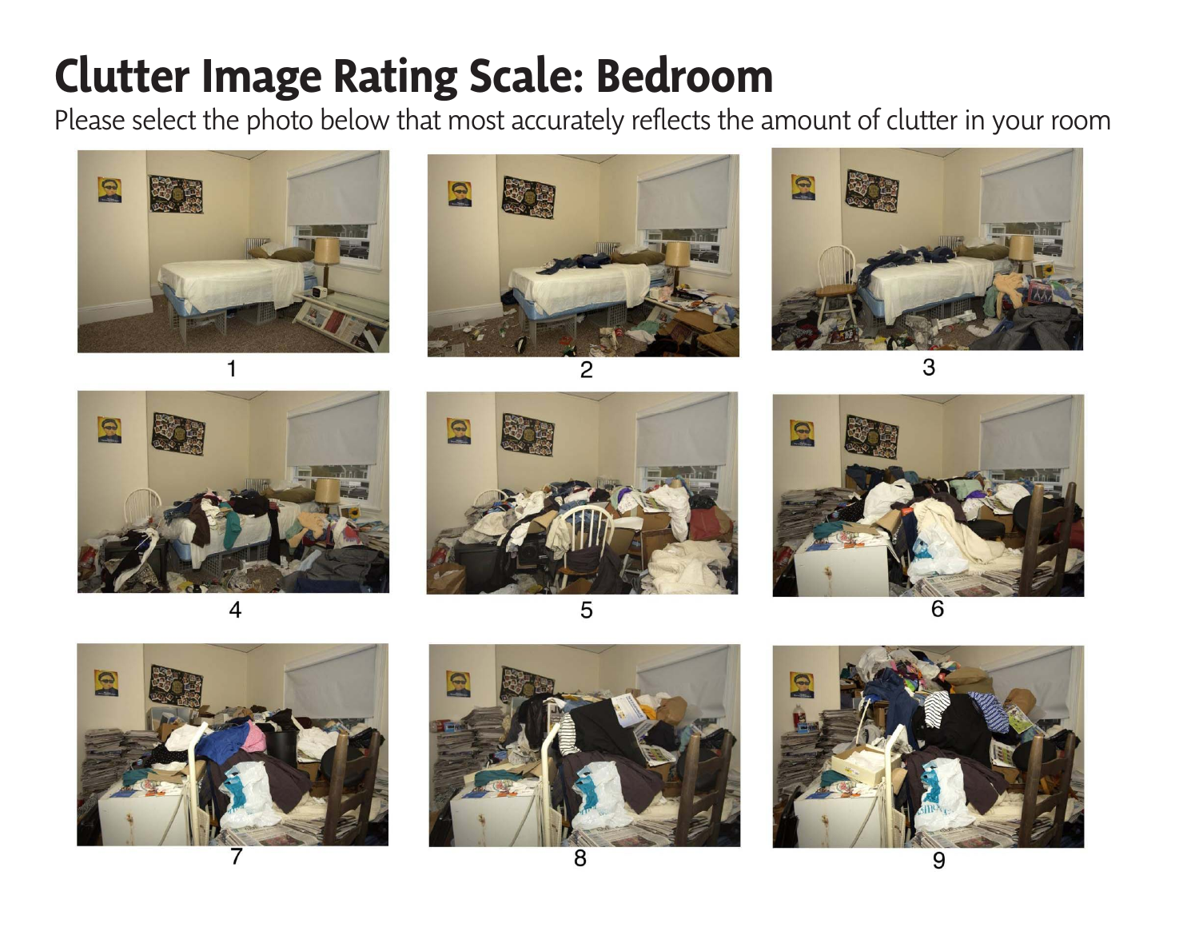# Clutter Image Rating Scale: Bedroom

Please select the photo below that most accurately reflects the amount of clutter in your room

1

2

3

4

5

6

7

8

9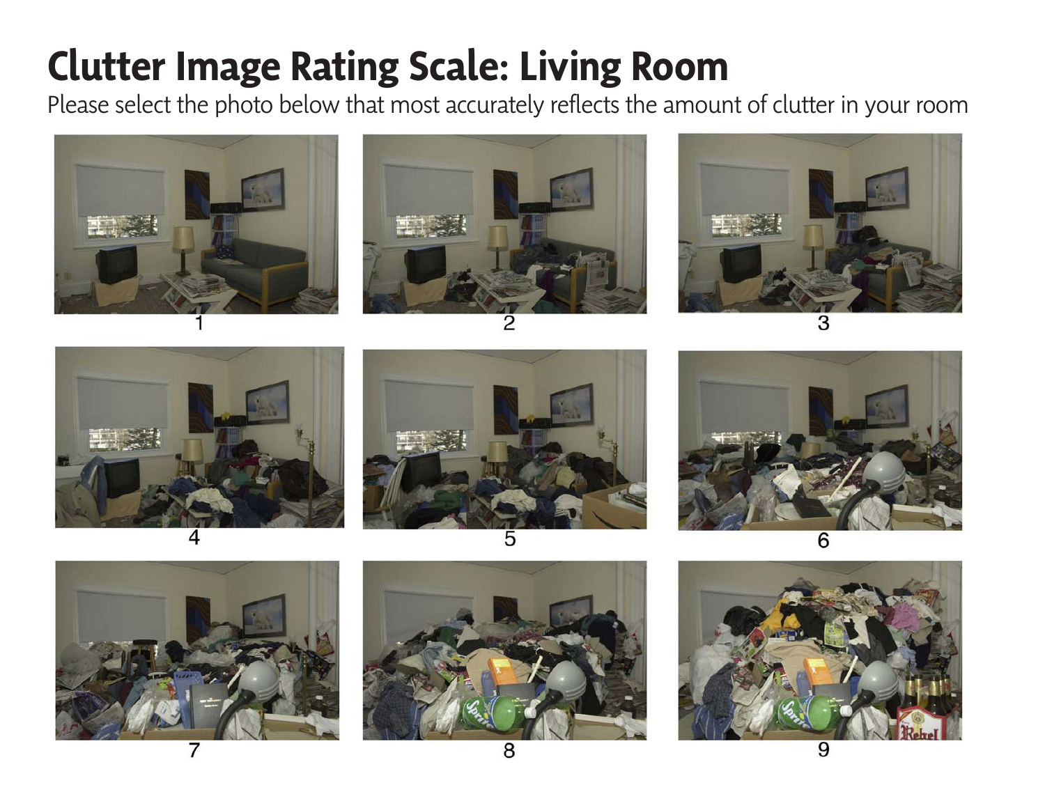# Clutter Image Rating Scale: Living Room

Please select the photo below that most accurately reflects the amount of clutter in your room

1

2

3

4

5

6

7

8

9